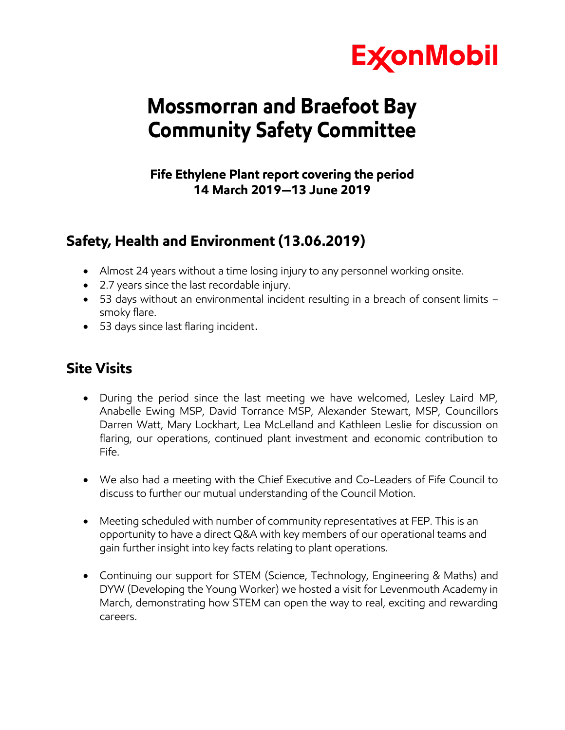ExxonMobil

# Mossmorran and Braefoot Bay Community Safety Committee

### Fife Ethylene Plant report covering the period 14 March 2019—13 June 2019

## Safety, Health and Environment (13.06.2019)

- Almost 24 years without a time losing injury to any personnel working onsite.
- 2.7 years since the last recordable injury.
- 53 days without an environmental incident resulting in a breach of consent limits – smoky flare.
- 53 days since last flaring incident.

## Site Visits

- During the period since the last meeting we have welcomed, Lesley Laird MP, Anabelle Ewing MSP, David Torrance MSP, Alexander Stewart, MSP, Councillors Darren Watt, Mary Lockhart, Lea McLelland and Kathleen Leslie for discussion on flaring, our operations, continued plant investment and economic contribution to Fife.

- We also had a meeting with the Chief Executive and Co-Leaders of Fife Council to discuss to further our mutual understanding of the Council Motion.

- Meeting scheduled with number of community representatives at FEP. This is an opportunity to have a direct Q&A with key members of our operational teams and gain further insight into key facts relating to plant operations.

- Continuing our support for STEM (Science, Technology, Engineering & Maths) and DYW (Developing the Young Worker) we hosted a visit for Levenmouth Academy in March, demonstrating how STEM can open the way to real, exciting and rewarding careers.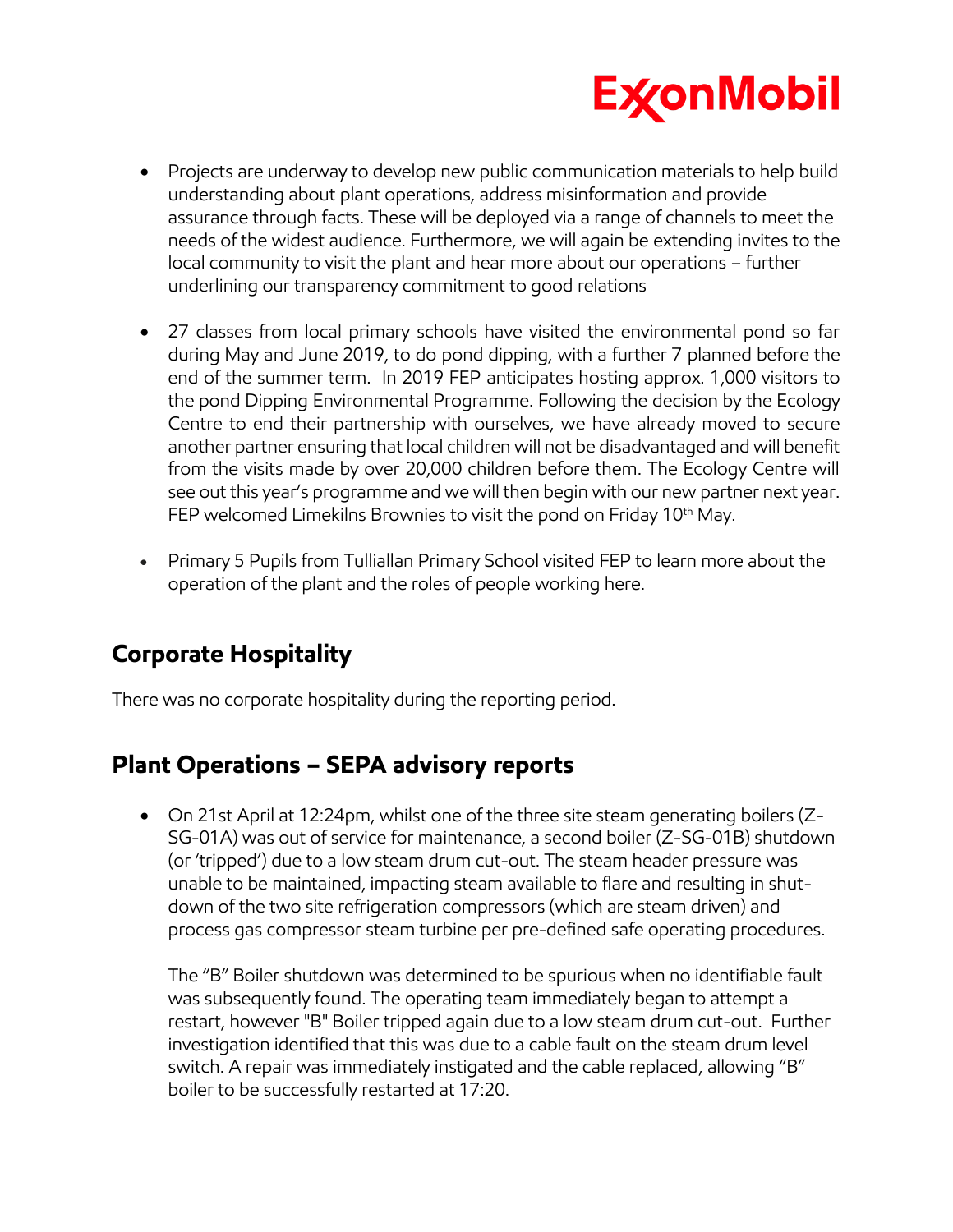- Projects are underway to develop new public communication materials to help build understanding about plant operations, address misinformation and provide assurance through facts. These will be deployed via a range of channels to meet the needs of the widest audience. Furthermore, we will again be extending invites to the local community to visit the plant and hear more about our operations – further underlining our transparency commitment to good relations

- 27 classes from local primary schools have visited the environmental pond so far during May and June 2019, to do pond dipping, with a further 7 planned before the end of the summer term. In 2019 FEP anticipates hosting approx. 1,000 visitors to the pond Dipping Environmental Programme. Following the decision by the Ecology Centre to end their partnership with ourselves, we have already moved to secure another partner ensuring that local children will not be disadvantaged and will benefit from the visits made by over 20,000 children before them. The Ecology Centre will see out this year's programme and we will then begin with our new partner next year. FEP welcomed Limekilns Brownies to visit the pond on Friday 10th May.

- Primary 5 Pupils from Tulliallan Primary School visited FEP to learn more about the operation of the plant and the roles of people working here.

## Corporate Hospitality

There was no corporate hospitality during the reporting period.

## Plant Operations – SEPA advisory reports

- On 21st April at 12:24pm, whilst one of the three site steam generating boilers (Z-SG-01A) was out of service for maintenance, a second boiler (Z-SG-01B) shutdown (or 'tripped') due to a low steam drum cut-out. The steam header pressure was unable to be maintained, impacting steam available to flare and resulting in shut-down of the two site refrigeration compressors (which are steam driven) and process gas compressor steam turbine per pre-defined safe operating procedures.

  The "B" Boiler shutdown was determined to be spurious when no identifiable fault was subsequently found. The operating team immediately began to attempt a restart, however "B" Boiler tripped again due to a low steam drum cut-out. Further investigation identified that this was due to a cable fault on the steam drum level switch. A repair was immediately instigated and the cable replaced, allowing "B" boiler to be successfully restarted at 17:20.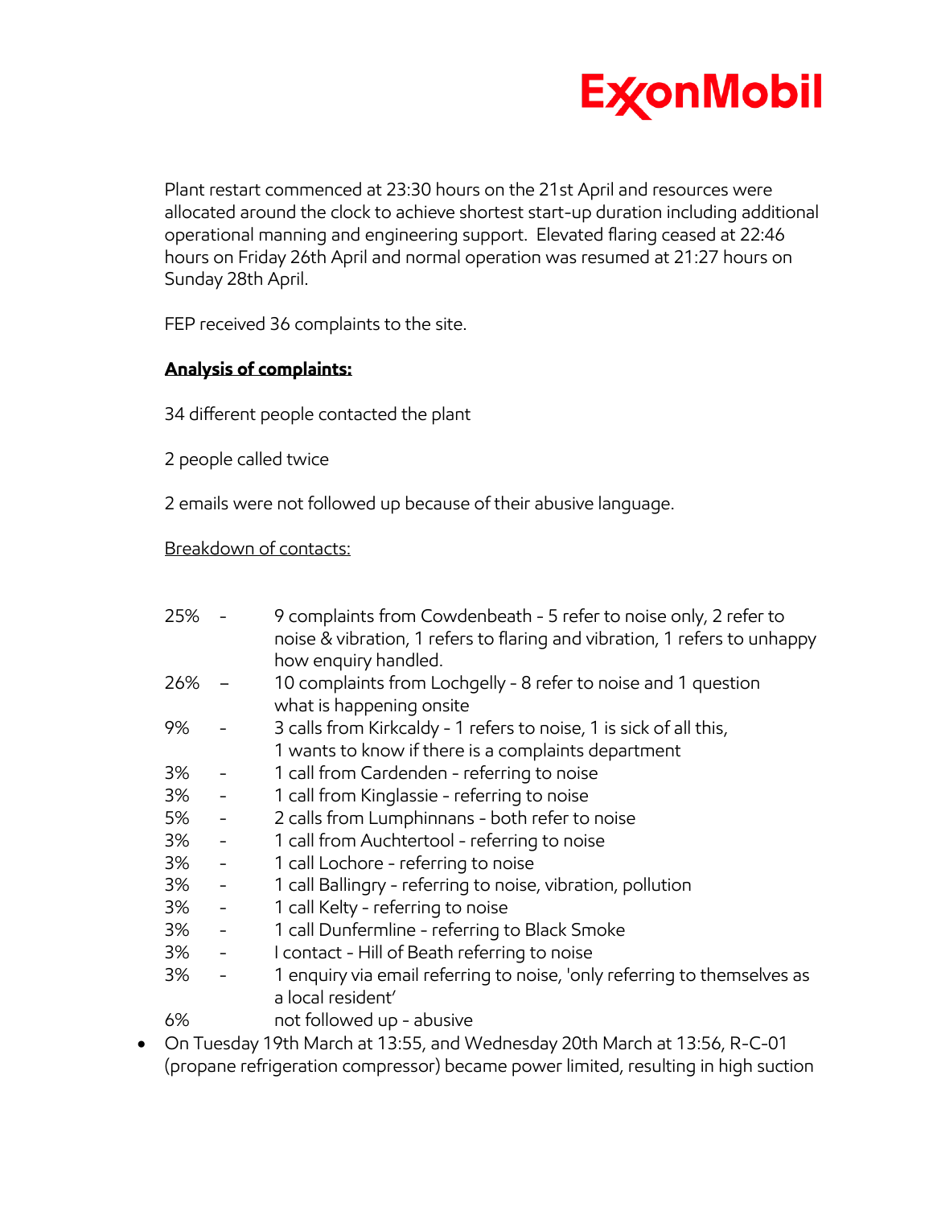Plant restart commenced at 23:30 hours on the 21st April and resources were allocated around the clock to achieve shortest start-up duration including additional operational manning and engineering support. Elevated flaring ceased at 22:46 hours on Friday 26th April and normal operation was resumed at 21:27 hours on Sunday 28th April.

FEP received 36 complaints to the site.

**Analysis of complaints:**

34 different people contacted the plant

2 people called twice

2 emails were not followed up because of their abusive language.

Breakdown of contacts:

| | | |
|---|---|---|
| 25% | - | 9 complaints from Cowdenbeath - 5 refer to noise only, 2 refer to noise & vibration, 1 refers to flaring and vibration, 1 refers to unhappy how enquiry handled. |
| 26% | – | 10 complaints from Lochgelly - 8 refer to noise and 1 question what is happening onsite |
| 9% | - | 3 calls from Kirkcaldy - 1 refers to noise, 1 is sick of all this, 1 wants to know if there is a complaints department |
| 3% | - | 1 call from Cardenden - referring to noise |
| 3% | - | 1 call from Kinglassie - referring to noise |
| 5% | - | 2 calls from Lumphinnans - both refer to noise |
| 3% | - | 1 call from Auchtertool - referring to noise |
| 3% | - | 1 call Lochore - referring to noise |
| 3% | - | 1 call Ballingry - referring to noise, vibration, pollution |
| 3% | - | 1 call Kelty - referring to noise |
| 3% | - | 1 call Dunfermline - referring to Black Smoke |
| 3% | - | I contact - Hill of Beath referring to noise |
| 3% | - | 1 enquiry via email referring to noise, 'only referring to themselves as a local resident' |
| 6% | | not followed up - abusive |

- On Tuesday 19th March at 13:55, and Wednesday 20th March at 13:56, R-C-01 (propane refrigeration compressor) became power limited, resulting in high suction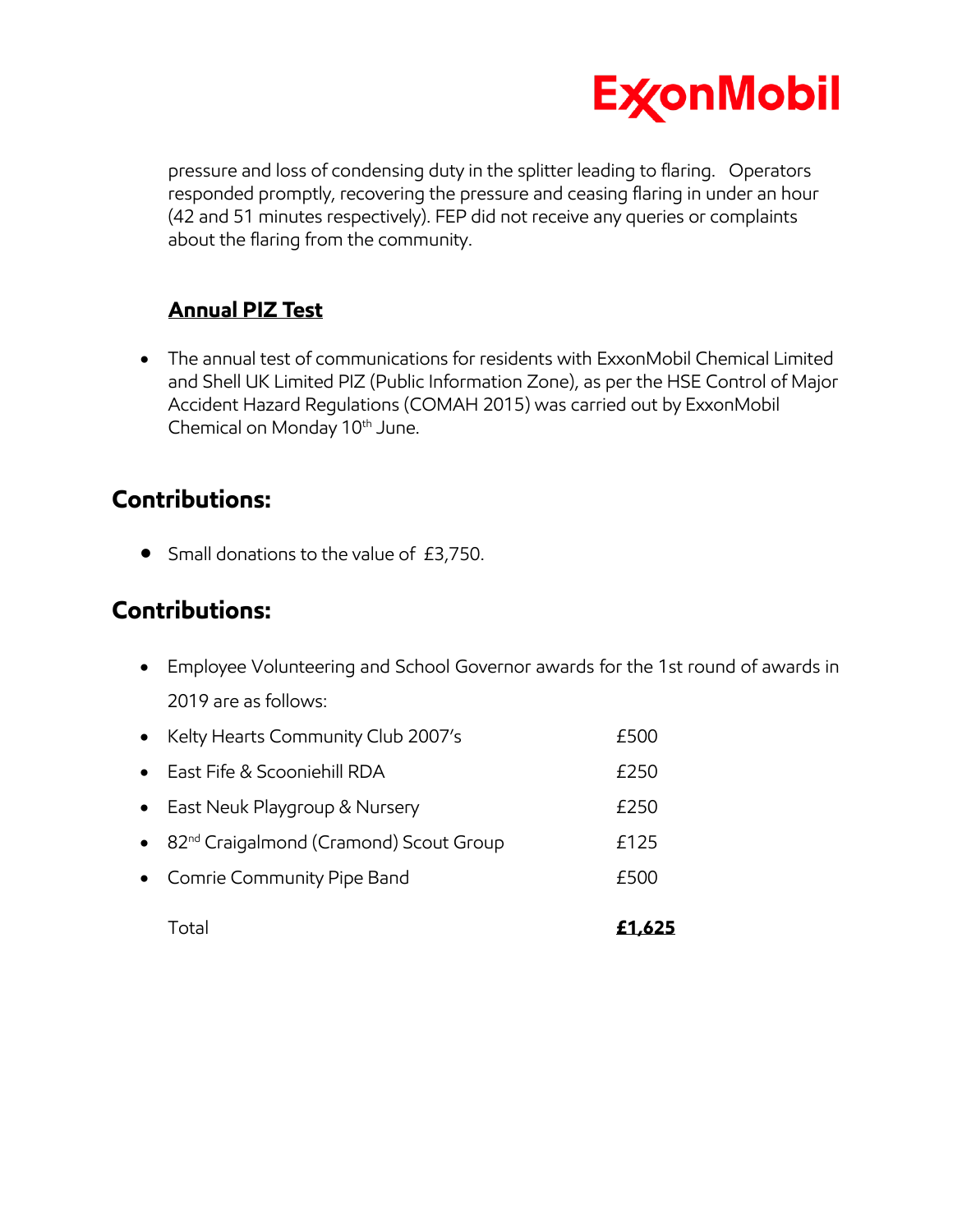pressure and loss of condensing duty in the splitter leading to flaring. Operators responded promptly, recovering the pressure and ceasing flaring in under an hour (42 and 51 minutes respectively). FEP did not receive any queries or complaints about the flaring from the community.

### **Annual PIZ Test**

- The annual test of communications for residents with ExxonMobil Chemical Limited and Shell UK Limited PIZ (Public Information Zone), as per the HSE Control of Major Accident Hazard Regulations (COMAH 2015) was carried out by ExxonMobil Chemical on Monday 10th June.

## Contributions:

- Small donations to the value of £3,750.

## Contributions:

- Employee Volunteering and School Governor awards for the 1st round of awards in 2019 are as follows:

| | |
|---|---|
| Kelty Hearts Community Club 2007's | £500 |
| East Fife & Scooniehill RDA | £250 |
| East Neuk Playgroup & Nursery | £250 |
| 82nd Craigalmond (Cramond) Scout Group | £125 |
| Comrie Community Pipe Band | £500 |
| Total | **£1,625** |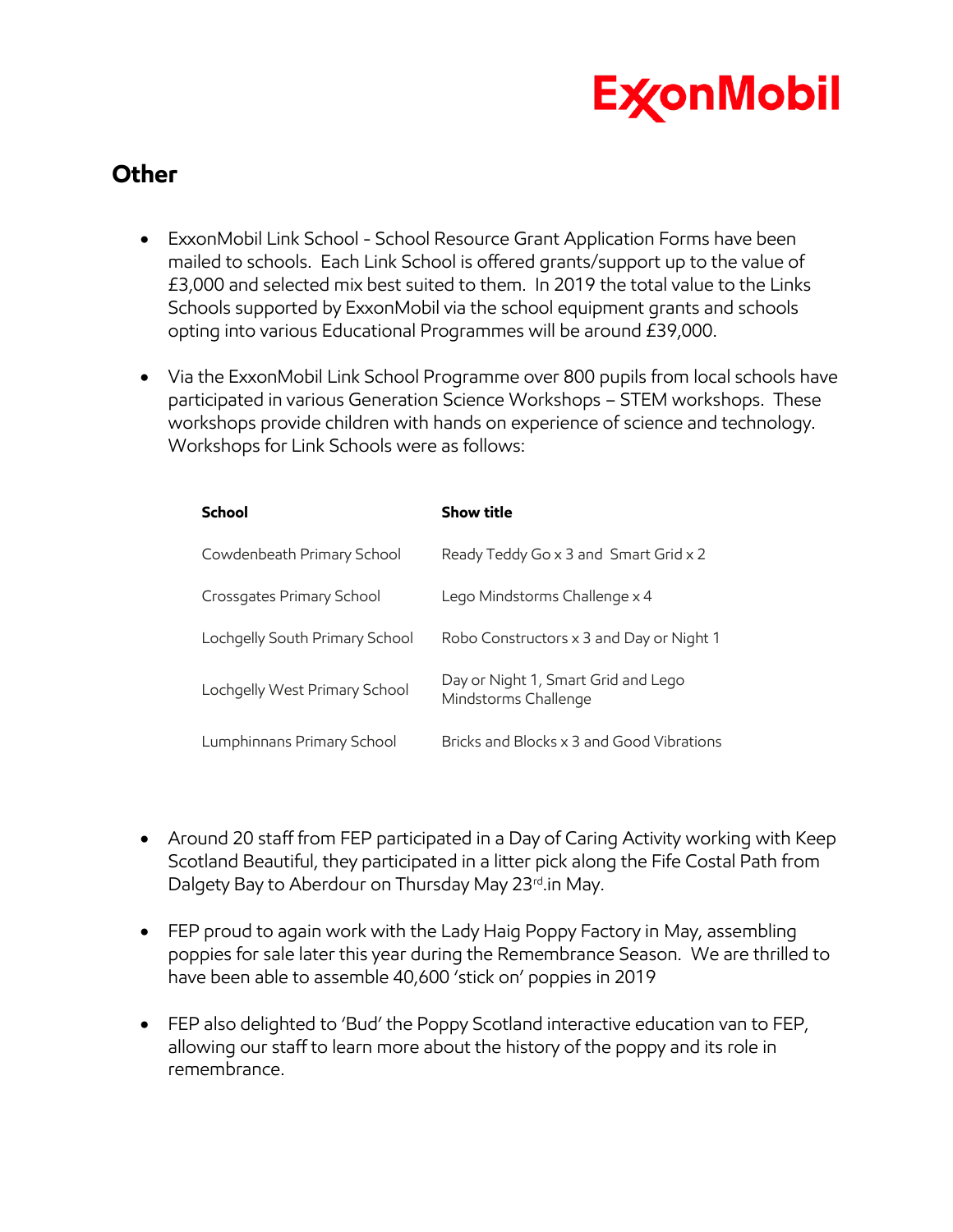## Other

- ExxonMobil Link School - School Resource Grant Application Forms have been mailed to schools. Each Link School is offered grants/support up to the value of £3,000 and selected mix best suited to them. In 2019 the total value to the Links Schools supported by ExxonMobil via the school equipment grants and schools opting into various Educational Programmes will be around £39,000.

- Via the ExxonMobil Link School Programme over 800 pupils from local schools have participated in various Generation Science Workshops – STEM workshops. These workshops provide children with hands on experience of science and technology. Workshops for Link Schools were as follows:

| School | Show title |
|---|---|
| Cowdenbeath Primary School | Ready Teddy Go x 3 and Smart Grid x 2 |
| Crossgates Primary School | Lego Mindstorms Challenge x 4 |
| Lochgelly South Primary School | Robo Constructors x 3 and Day or Night 1 |
| Lochgelly West Primary School | Day or Night 1, Smart Grid and Lego Mindstorms Challenge |
| Lumphinnans Primary School | Bricks and Blocks x 3 and Good Vibrations |

- Around 20 staff from FEP participated in a Day of Caring Activity working with Keep Scotland Beautiful, they participated in a litter pick along the Fife Costal Path from Dalgety Bay to Aberdour on Thursday May 23rd.in May.

- FEP proud to again work with the Lady Haig Poppy Factory in May, assembling poppies for sale later this year during the Remembrance Season. We are thrilled to have been able to assemble 40,600 'stick on' poppies in 2019

- FEP also delighted to 'Bud' the Poppy Scotland interactive education van to FEP, allowing our staff to learn more about the history of the poppy and its role in remembrance.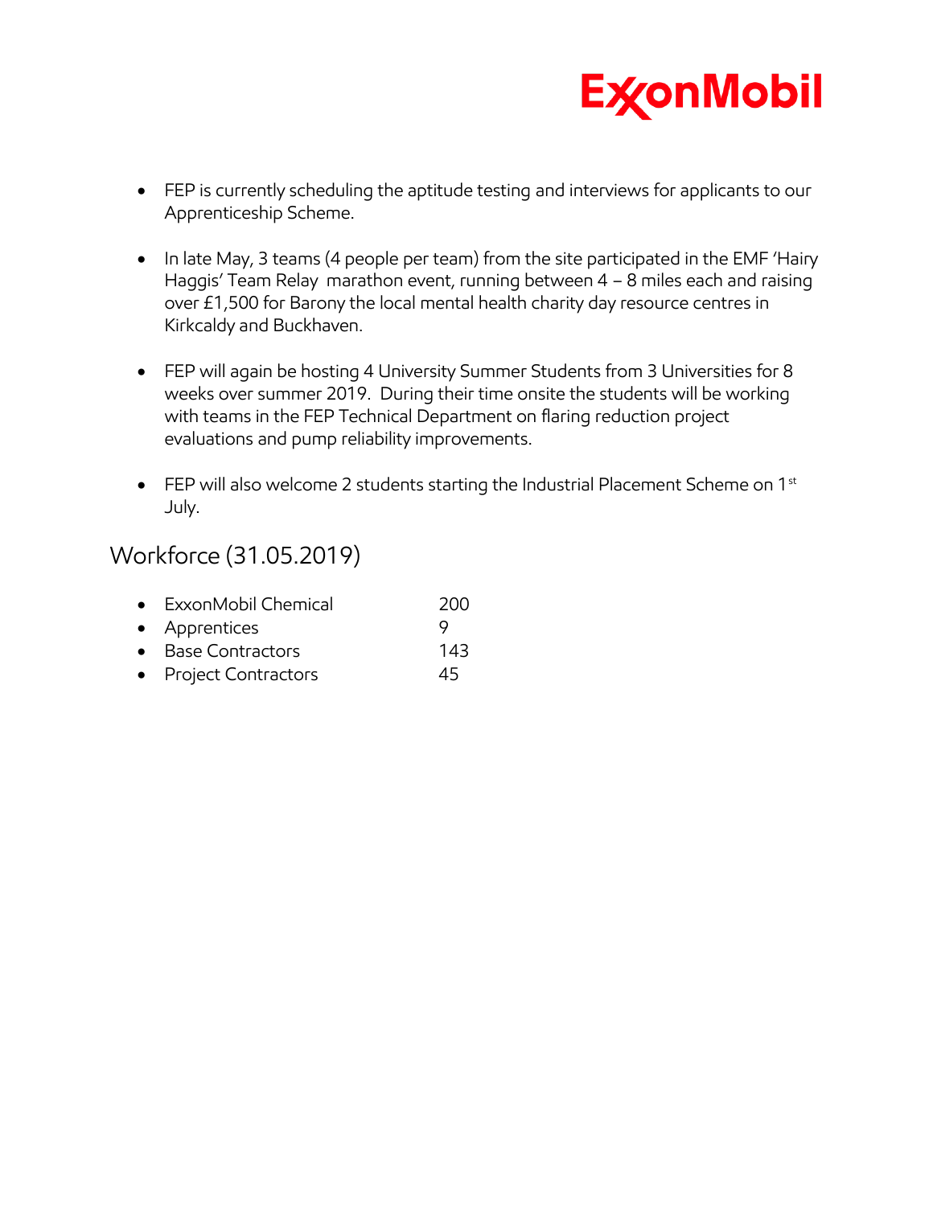- FEP is currently scheduling the aptitude testing and interviews for applicants to our Apprenticeship Scheme.

- In late May, 3 teams (4 people per team) from the site participated in the EMF 'Hairy Haggis' Team Relay marathon event, running between 4 – 8 miles each and raising over £1,500 for Barony the local mental health charity day resource centres in Kirkcaldy and Buckhaven.

- FEP will again be hosting 4 University Summer Students from 3 Universities for 8 weeks over summer 2019. During their time onsite the students will be working with teams in the FEP Technical Department on flaring reduction project evaluations and pump reliability improvements.

- FEP will also welcome 2 students starting the Industrial Placement Scheme on 1st July.

## Workforce (31.05.2019)

- ExxonMobil Chemical 200
- Apprentices 9
- Base Contractors 143
- Project Contractors 45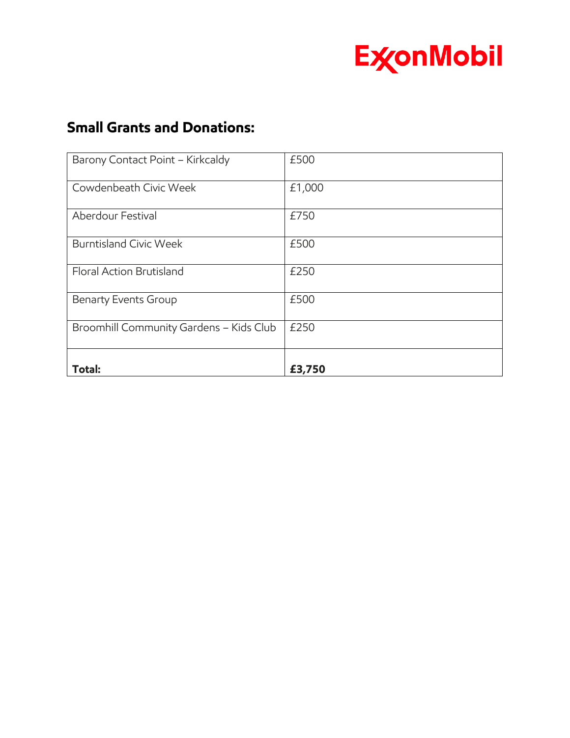## Small Grants and Donations:

| | |
|---|---|
| Barony Contact Point – Kirkcaldy | £500 |
| Cowdenbeath Civic Week | £1,000 |
| Aberdour Festival | £750 |
| Burntisland Civic Week | £500 |
| Floral Action Brutisland | £250 |
| Benarty Events Group | £500 |
| Broomhill Community Gardens – Kids Club | £250 |
| **Total:** | **£3,750** |